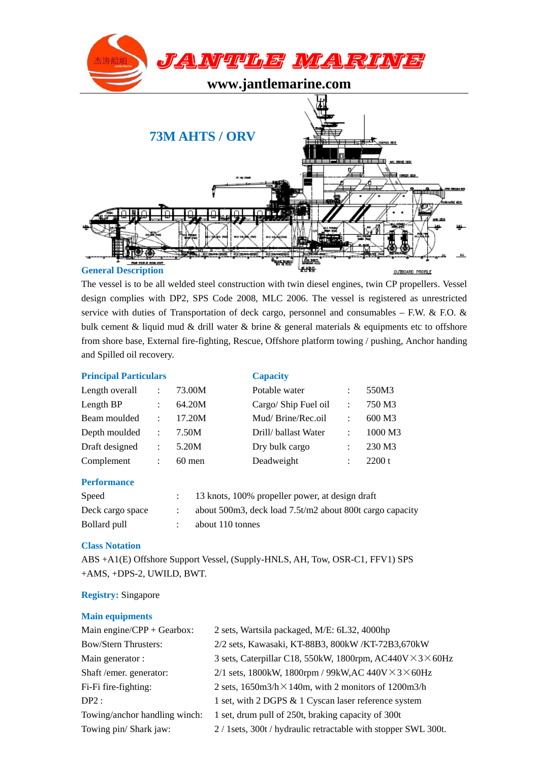# JANTLE MARINE

www.jantlemarine.com

## 73M AHTS / ORV

### General Description

The vessel is to be all welded steel construction with twin diesel engines, twin CP propellers. Vessel design complies with DP2, SPS Code 2008, MLC 2006. The vessel is registered as unrestricted service with duties of Transportation of deck cargo, personnel and consumables – F.W. & F.O. & bulk cement & liquid mud & drill water & brine & general materials & equipments etc to offshore from shore base, External fire-fighting, Rescue, Offshore platform towing / pushing, Anchor handing and Spilled oil recovery.

### Principal Particulars

| | | |
|---|---|---|
| Length overall | : | 73.00M |
| Length BP | : | 64.20M |
| Beam moulded | : | 17.20M |
| Depth moulded | : | 7.50M |
| Draft designed | : | 5.20M |
| Complement | : | 60 men |

### Capacity

| | | |
|---|---|---|
| Potable water | : | 550M3 |
| Cargo/ Ship Fuel oil | : | 750 M3 |
| Mud/ Brine/Rec.oil | : | 600 M3 |
| Drill/ ballast Water | : | 1000 M3 |
| Dry bulk cargo | : | 230 M3 |
| Deadweight | : | 2200 t |

### Performance

| | | |
|---|---|---|
| Speed | : | 13 knots, 100% propeller power, at design draft |
| Deck cargo space | : | about 500m3, deck load 7.5t/m2 about 800t cargo capacity |
| Bollard pull | : | about 110 tonnes |

### Class Notation

ABS +A1(E) Offshore Support Vessel, (Supply-HNLS, AH, Tow, OSR-C1, FFV1) SPS +AMS, +DPS-2, UWILD, BWT.

**Registry:** Singapore

### Main equipments

| | |
|---|---|
| Main engine/CPP + Gearbox: | 2 sets, Wartsila packaged, M/E: 6L32, 4000hp |
| Bow/Stern Thrusters: | 2/2 sets, Kawasaki, KT-88B3, 800kW /KT-72B3,670kW |
| Main generator : | 3 sets, Caterpillar C18, 550kW, 1800rpm, AC440V×3×60Hz |
| Shaft /emer. generator: | 2/1 sets, 1800kW, 1800rpm / 99kW,AC 440V×3×60Hz |
| Fi-Fi fire-fighting: | 2 sets, 1650m3/h×140m, with 2 monitors of 1200m3/h |
| DP2 : | 1 set, with 2 DGPS & 1 Cyscan laser reference system |
| Towing/anchor handling winch: | 1 set, drum pull of 250t, braking capacity of 300t |
| Towing pin/ Shark jaw: | 2 / 1sets, 300t / hydraulic retractable with stopper SWL 300t. |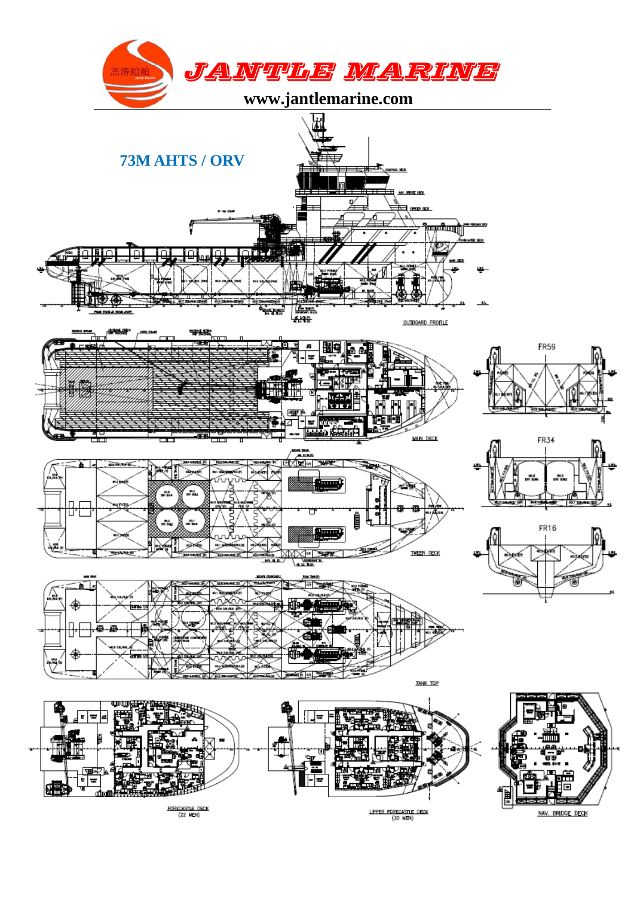杰涛船舶

# JANTLE MARINE

www.jantlemarine.com

## 73M AHTS / ORV

OUTBOARD PROFILE

MAIN DECK

FR59

FR34

FR16

TWEEN DECK

TANK TOP

FORECASTLE DECK (22 MEN)

UPPER FORECASTLE DECK (30 MEN)

NAV. BRIDGE DECK